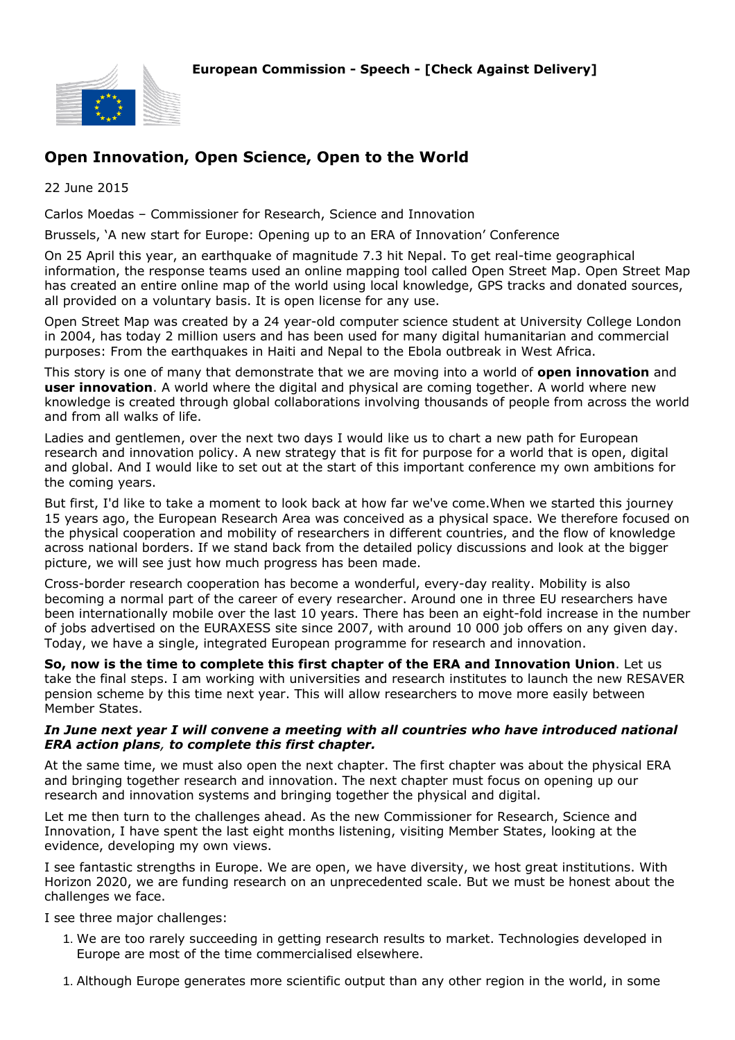**European Commission - Speech - [Check Against Delivery]**

# Open Innovation, Open Science, Open to the World

22 June 2015

Carlos Moedas – Commissioner for Research, Science and Innovation

Brussels, 'A new start for Europe: Opening up to an ERA of Innovation' Conference

On 25 April this year, an earthquake of magnitude 7.3 hit Nepal. To get real-time geographical information, the response teams used an online mapping tool called Open Street Map. Open Street Map has created an entire online map of the world using local knowledge, GPS tracks and donated sources, all provided on a voluntary basis. It is open license for any use.

Open Street Map was created by a 24 year-old computer science student at University College London in 2004, has today 2 million users and has been used for many digital humanitarian and commercial purposes: From the earthquakes in Haiti and Nepal to the Ebola outbreak in West Africa.

This story is one of many that demonstrate that we are moving into a world of **open innovation** and **user innovation**. A world where the digital and physical are coming together. A world where new knowledge is created through global collaborations involving thousands of people from across the world and from all walks of life.

Ladies and gentlemen, over the next two days I would like us to chart a new path for European research and innovation policy. A new strategy that is fit for purpose for a world that is open, digital and global. And I would like to set out at the start of this important conference my own ambitions for the coming years.

But first, I'd like to take a moment to look back at how far we've come.When we started this journey 15 years ago, the European Research Area was conceived as a physical space. We therefore focused on the physical cooperation and mobility of researchers in different countries, and the flow of knowledge across national borders. If we stand back from the detailed policy discussions and look at the bigger picture, we will see just how much progress has been made.

Cross-border research cooperation has become a wonderful, every-day reality. Mobility is also becoming a normal part of the career of every researcher. Around one in three EU researchers have been internationally mobile over the last 10 years. There has been an eight-fold increase in the number of jobs advertised on the EURAXESS site since 2007, with around 10 000 job offers on any given day. Today, we have a single, integrated European programme for research and innovation.

**So, now is the time to complete this first chapter of the ERA and Innovation Union**. Let us take the final steps. I am working with universities and research institutes to launch the new RESAVER pension scheme by this time next year. This will allow researchers to move more easily between Member States.

***In June next year I will convene a meeting with all countries who have introduced national ERA action plans, to complete this first chapter.***

At the same time, we must also open the next chapter. The first chapter was about the physical ERA and bringing together research and innovation. The next chapter must focus on opening up our research and innovation systems and bringing together the physical and digital.

Let me then turn to the challenges ahead. As the new Commissioner for Research, Science and Innovation, I have spent the last eight months listening, visiting Member States, looking at the evidence, developing my own views.

I see fantastic strengths in Europe. We are open, we have diversity, we host great institutions. With Horizon 2020, we are funding research on an unprecedented scale. But we must be honest about the challenges we face.

I see three major challenges:

1. We are too rarely succeeding in getting research results to market. Technologies developed in Europe are most of the time commercialised elsewhere.

1. Although Europe generates more scientific output than any other region in the world, in some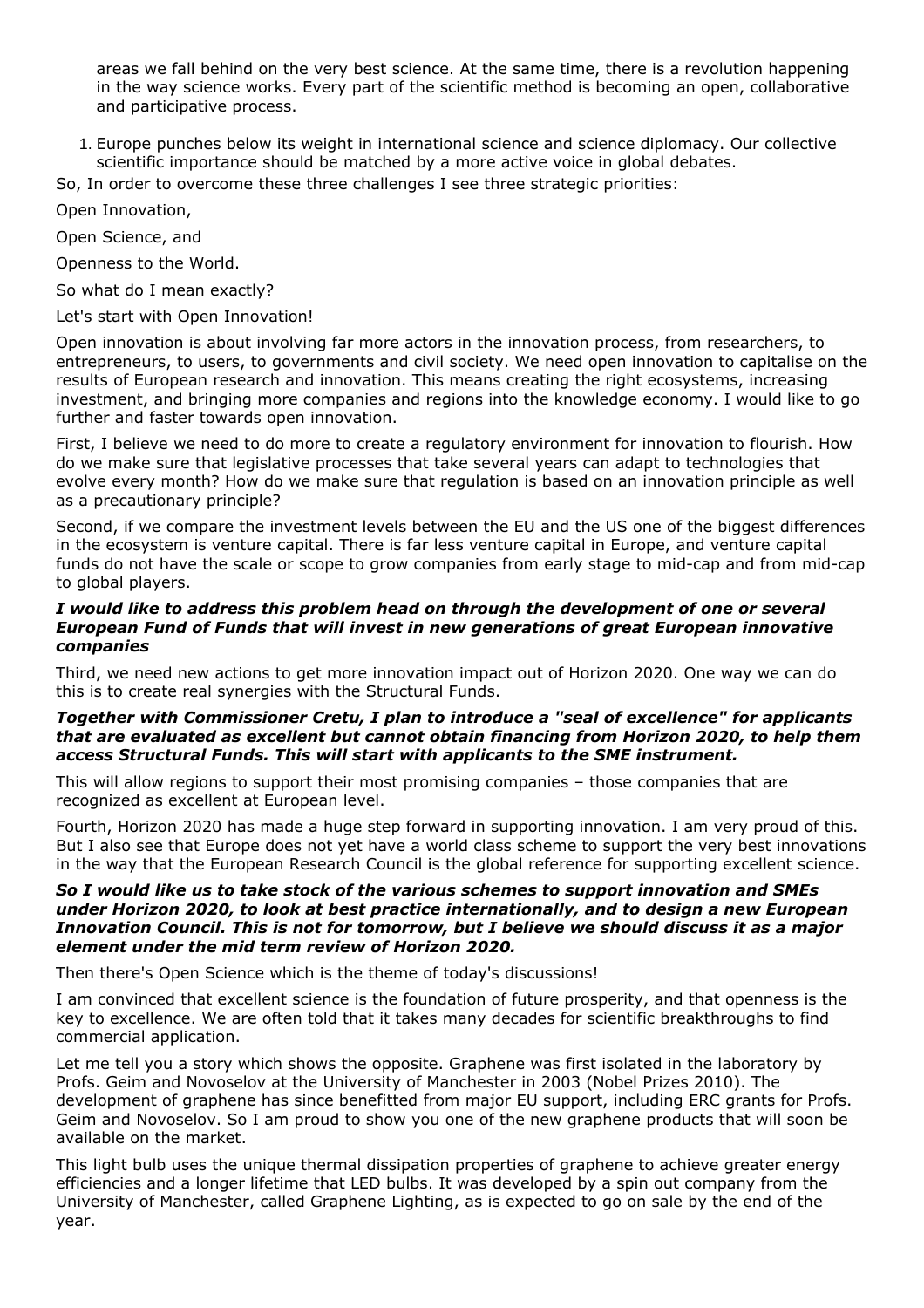areas we fall behind on the very best science. At the same time, there is a revolution happening in the way science works. Every part of the scientific method is becoming an open, collaborative and participative process.

1. Europe punches below its weight in international science and science diplomacy. Our collective scientific importance should be matched by a more active voice in global debates.

So, In order to overcome these three challenges I see three strategic priorities:

Open Innovation,

Open Science, and

Openness to the World.

So what do I mean exactly?

Let's start with Open Innovation!

Open innovation is about involving far more actors in the innovation process, from researchers, to entrepreneurs, to users, to governments and civil society. We need open innovation to capitalise on the results of European research and innovation. This means creating the right ecosystems, increasing investment, and bringing more companies and regions into the knowledge economy. I would like to go further and faster towards open innovation.

First, I believe we need to do more to create a regulatory environment for innovation to flourish. How do we make sure that legislative processes that take several years can adapt to technologies that evolve every month? How do we make sure that regulation is based on an innovation principle as well as a precautionary principle?

Second, if we compare the investment levels between the EU and the US one of the biggest differences in the ecosystem is venture capital. There is far less venture capital in Europe, and venture capital funds do not have the scale or scope to grow companies from early stage to mid-cap and from mid-cap to global players.

***I would like to address this problem head on through the development of one or several European Fund of Funds that will invest in new generations of great European innovative companies***

Third, we need new actions to get more innovation impact out of Horizon 2020. One way we can do this is to create real synergies with the Structural Funds.

***Together with Commissioner Cretu, I plan to introduce a "seal of excellence" for applicants that are evaluated as excellent but cannot obtain financing from Horizon 2020, to help them access Structural Funds. This will start with applicants to the SME instrument.***

This will allow regions to support their most promising companies – those companies that are recognized as excellent at European level.

Fourth, Horizon 2020 has made a huge step forward in supporting innovation. I am very proud of this. But I also see that Europe does not yet have a world class scheme to support the very best innovations in the way that the European Research Council is the global reference for supporting excellent science.

***So I would like us to take stock of the various schemes to support innovation and SMEs under Horizon 2020, to look at best practice internationally, and to design a new European Innovation Council. This is not for tomorrow, but I believe we should discuss it as a major element under the mid term review of Horizon 2020.***

Then there's Open Science which is the theme of today's discussions!

I am convinced that excellent science is the foundation of future prosperity, and that openness is the key to excellence. We are often told that it takes many decades for scientific breakthroughs to find commercial application.

Let me tell you a story which shows the opposite. Graphene was first isolated in the laboratory by Profs. Geim and Novoselov at the University of Manchester in 2003 (Nobel Prizes 2010). The development of graphene has since benefitted from major EU support, including ERC grants for Profs. Geim and Novoselov. So I am proud to show you one of the new graphene products that will soon be available on the market.

This light bulb uses the unique thermal dissipation properties of graphene to achieve greater energy efficiencies and a longer lifetime that LED bulbs. It was developed by a spin out company from the University of Manchester, called Graphene Lighting, as is expected to go on sale by the end of the year.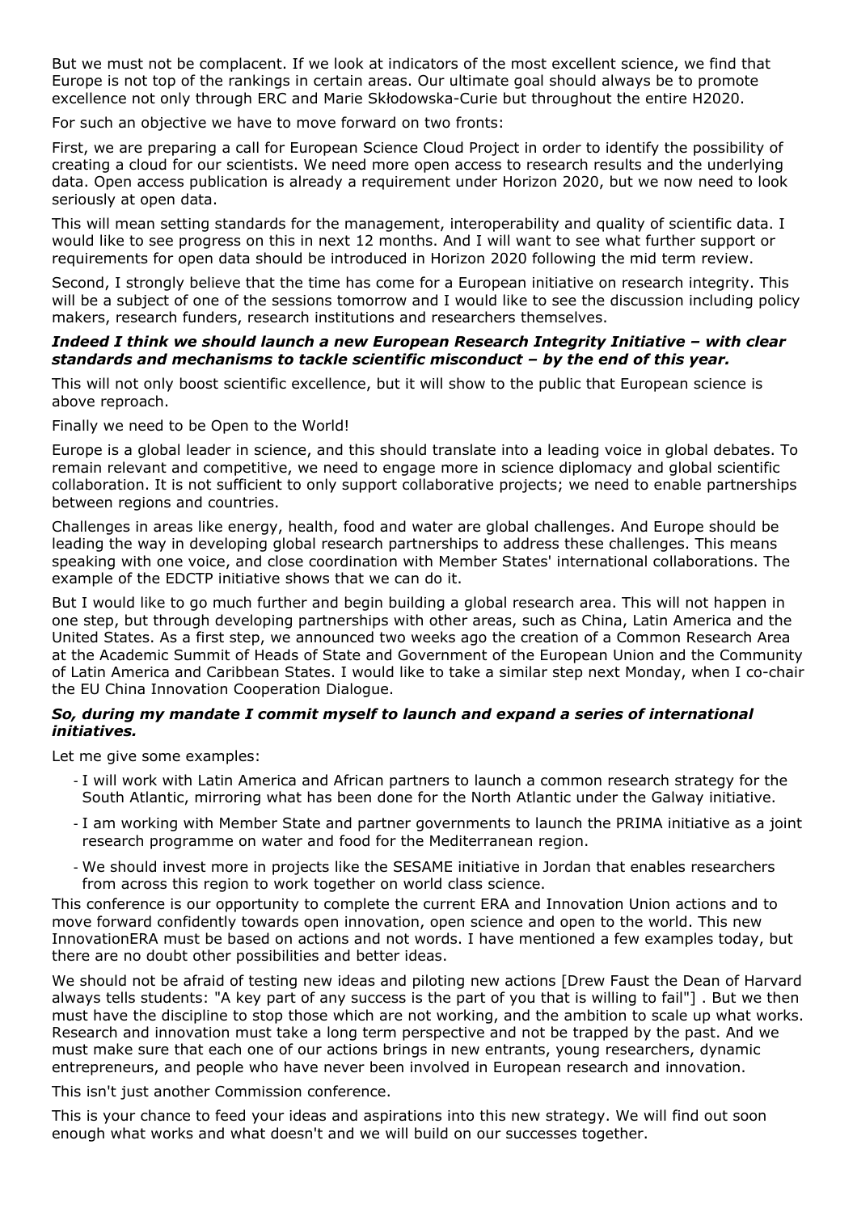But we must not be complacent. If we look at indicators of the most excellent science, we find that Europe is not top of the rankings in certain areas. Our ultimate goal should always be to promote excellence not only through ERC and Marie Skłodowska-Curie but throughout the entire H2020.

For such an objective we have to move forward on two fronts:

First, we are preparing a call for European Science Cloud Project in order to identify the possibility of creating a cloud for our scientists. We need more open access to research results and the underlying data. Open access publication is already a requirement under Horizon 2020, but we now need to look seriously at open data.

This will mean setting standards for the management, interoperability and quality of scientific data. I would like to see progress on this in next 12 months. And I will want to see what further support or requirements for open data should be introduced in Horizon 2020 following the mid term review.

Second, I strongly believe that the time has come for a European initiative on research integrity. This will be a subject of one of the sessions tomorrow and I would like to see the discussion including policy makers, research funders, research institutions and researchers themselves.

***Indeed I think we should launch a new European Research Integrity Initiative – with clear standards and mechanisms to tackle scientific misconduct – by the end of this year.***

This will not only boost scientific excellence, but it will show to the public that European science is above reproach.

Finally we need to be Open to the World!

Europe is a global leader in science, and this should translate into a leading voice in global debates. To remain relevant and competitive, we need to engage more in science diplomacy and global scientific collaboration. It is not sufficient to only support collaborative projects; we need to enable partnerships between regions and countries.

Challenges in areas like energy, health, food and water are global challenges. And Europe should be leading the way in developing global research partnerships to address these challenges. This means speaking with one voice, and close coordination with Member States' international collaborations. The example of the EDCTP initiative shows that we can do it.

But I would like to go much further and begin building a global research area. This will not happen in one step, but through developing partnerships with other areas, such as China, Latin America and the United States. As a first step, we announced two weeks ago the creation of a Common Research Area at the Academic Summit of Heads of State and Government of the European Union and the Community of Latin America and Caribbean States. I would like to take a similar step next Monday, when I co-chair the EU China Innovation Cooperation Dialogue.

***So, during my mandate I commit myself to launch and expand a series of international initiatives.***

Let me give some examples:

- I will work with Latin America and African partners to launch a common research strategy for the South Atlantic, mirroring what has been done for the North Atlantic under the Galway initiative.
- I am working with Member State and partner governments to launch the PRIMA initiative as a joint research programme on water and food for the Mediterranean region.
- We should invest more in projects like the SESAME initiative in Jordan that enables researchers from across this region to work together on world class science.

This conference is our opportunity to complete the current ERA and Innovation Union actions and to move forward confidently towards open innovation, open science and open to the world. This new InnovationERA must be based on actions and not words. I have mentioned a few examples today, but there are no doubt other possibilities and better ideas.

We should not be afraid of testing new ideas and piloting new actions [Drew Faust the Dean of Harvard always tells students: "A key part of any success is the part of you that is willing to fail"] . But we then must have the discipline to stop those which are not working, and the ambition to scale up what works. Research and innovation must take a long term perspective and not be trapped by the past. And we must make sure that each one of our actions brings in new entrants, young researchers, dynamic entrepreneurs, and people who have never been involved in European research and innovation.

This isn't just another Commission conference.

This is your chance to feed your ideas and aspirations into this new strategy. We will find out soon enough what works and what doesn't and we will build on our successes together.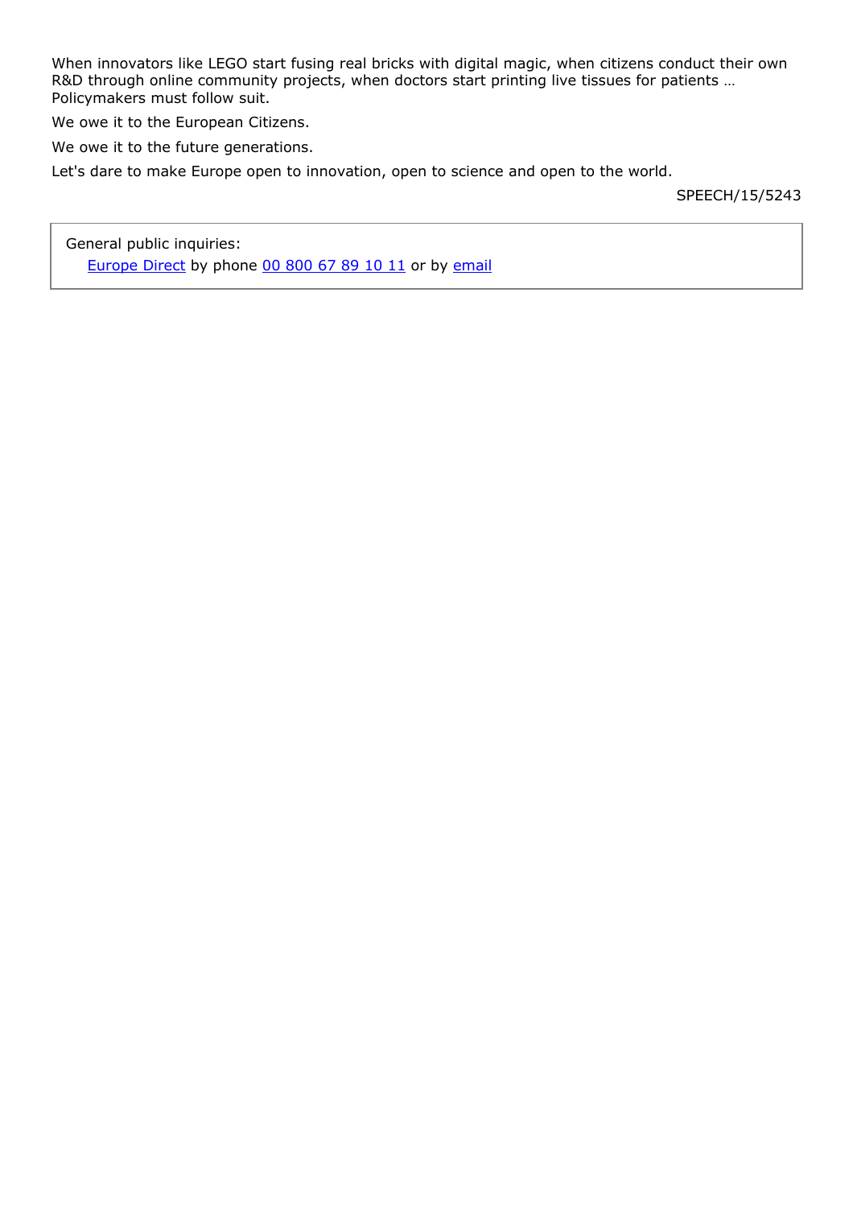When innovators like LEGO start fusing real bricks with digital magic, when citizens conduct their own R&D through online community projects, when doctors start printing live tissues for patients … Policymakers must follow suit.

We owe it to the European Citizens.

We owe it to the future generations.

Let's dare to make Europe open to innovation, open to science and open to the world.

SPEECH/15/5243

General public inquiries:
Europe Direct by phone 00 800 67 89 10 11 or by email